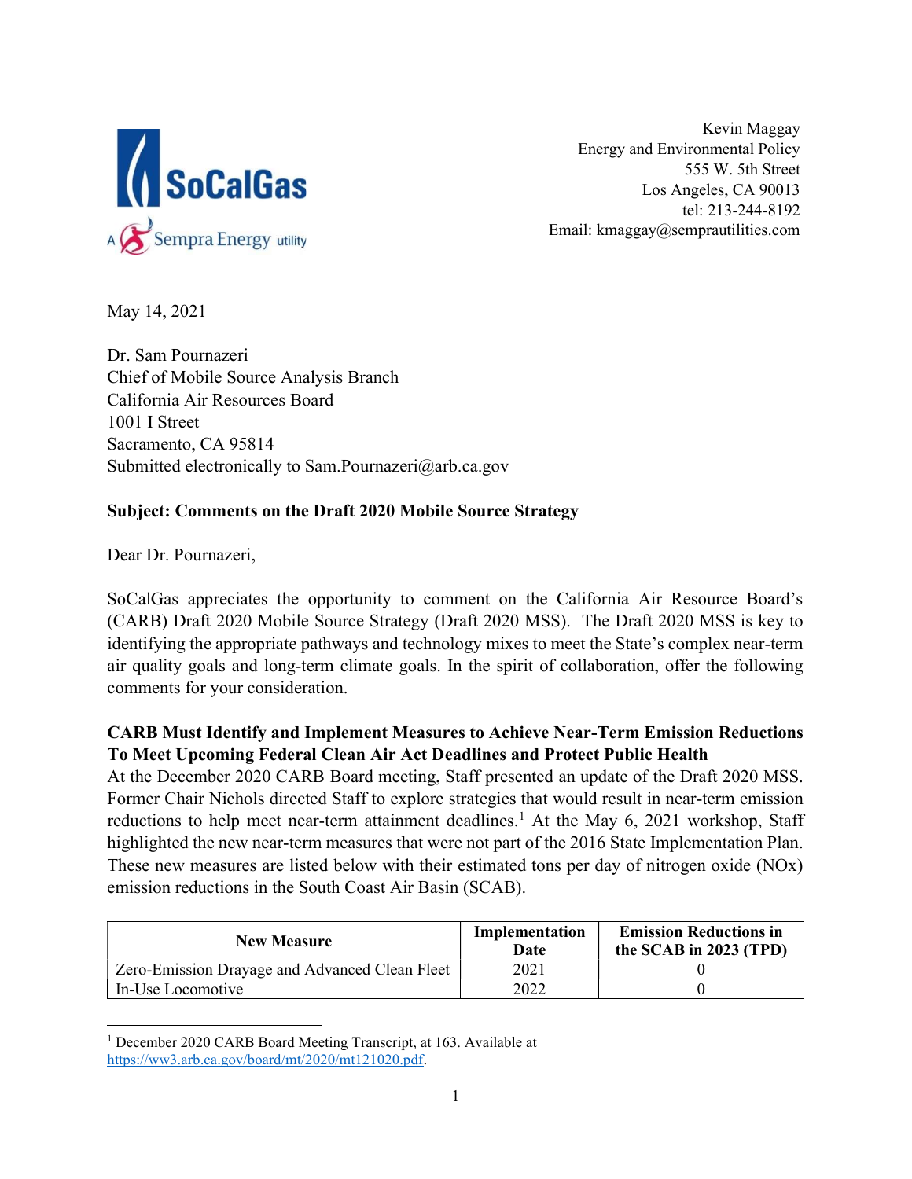SoCalGas

A Sempra Energy utility

Kevin Maggay
Energy and Environmental Policy
555 W. 5th Street
Los Angeles, CA 90013
tel: 213-244-8192
Email: kmaggay@semprautilities.com

May 14, 2021

Dr. Sam Pournazeri
Chief of Mobile Source Analysis Branch
California Air Resources Board
1001 I Street
Sacramento, CA 95814
Submitted electronically to Sam.Pournazeri@arb.ca.gov

**Subject: Comments on the Draft 2020 Mobile Source Strategy**

Dear Dr. Pournazeri,

SoCalGas appreciates the opportunity to comment on the California Air Resource Board's (CARB) Draft 2020 Mobile Source Strategy (Draft 2020 MSS). The Draft 2020 MSS is key to identifying the appropriate pathways and technology mixes to meet the State's complex near-term air quality goals and long-term climate goals. In the spirit of collaboration, offer the following comments for your consideration.

**CARB Must Identify and Implement Measures to Achieve Near-Term Emission Reductions To Meet Upcoming Federal Clean Air Act Deadlines and Protect Public Health**

At the December 2020 CARB Board meeting, Staff presented an update of the Draft 2020 MSS. Former Chair Nichols directed Staff to explore strategies that would result in near-term emission reductions to help meet near-term attainment deadlines.[1] At the May 6, 2021 workshop, Staff highlighted the new near-term measures that were not part of the 2016 State Implementation Plan. These new measures are listed below with their estimated tons per day of nitrogen oxide (NOx) emission reductions in the South Coast Air Basin (SCAB).

| New Measure | Implementation Date | Emission Reductions in the SCAB in 2023 (TPD) |
|---|---|---|
| Zero-Emission Drayage and Advanced Clean Fleet | 2021 | 0 |
| In-Use Locomotive | 2022 | 0 |

[1] December 2020 CARB Board Meeting Transcript, at 163. Available at https://ww3.arb.ca.gov/board/mt/2020/mt121020.pdf.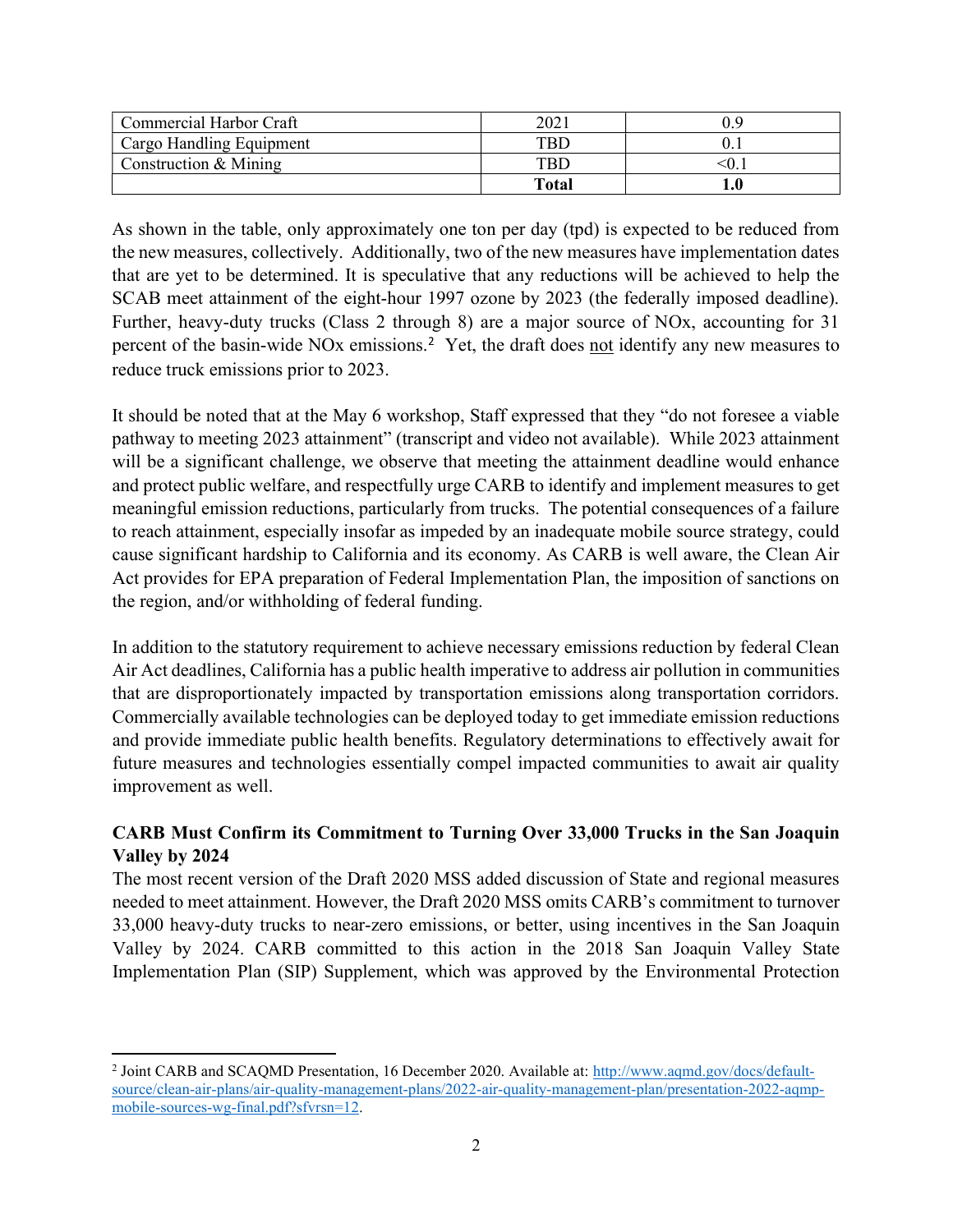| Commercial Harbor Craft | 2021 | 0.9 |
|---|---|---|
| Cargo Handling Equipment | TBD | 0.1 |
| Construction & Mining | TBD | <0.1 |
| | **Total** | **1.0** |

As shown in the table, only approximately one ton per day (tpd) is expected to be reduced from the new measures, collectively. Additionally, two of the new measures have implementation dates that are yet to be determined. It is speculative that any reductions will be achieved to help the SCAB meet attainment of the eight-hour 1997 ozone by 2023 (the federally imposed deadline). Further, heavy-duty trucks (Class 2 through 8) are a major source of NOx, accounting for 31 percent of the basin-wide NOx emissions.[2] Yet, the draft does not identify any new measures to reduce truck emissions prior to 2023.

It should be noted that at the May 6 workshop, Staff expressed that they "do not foresee a viable pathway to meeting 2023 attainment" (transcript and video not available). While 2023 attainment will be a significant challenge, we observe that meeting the attainment deadline would enhance and protect public welfare, and respectfully urge CARB to identify and implement measures to get meaningful emission reductions, particularly from trucks. The potential consequences of a failure to reach attainment, especially insofar as impeded by an inadequate mobile source strategy, could cause significant hardship to California and its economy. As CARB is well aware, the Clean Air Act provides for EPA preparation of Federal Implementation Plan, the imposition of sanctions on the region, and/or withholding of federal funding.

In addition to the statutory requirement to achieve necessary emissions reduction by federal Clean Air Act deadlines, California has a public health imperative to address air pollution in communities that are disproportionately impacted by transportation emissions along transportation corridors. Commercially available technologies can be deployed today to get immediate emission reductions and provide immediate public health benefits. Regulatory determinations to effectively await for future measures and technologies essentially compel impacted communities to await air quality improvement as well.

**CARB Must Confirm its Commitment to Turning Over 33,000 Trucks in the San Joaquin Valley by 2024**

The most recent version of the Draft 2020 MSS added discussion of State and regional measures needed to meet attainment. However, the Draft 2020 MSS omits CARB's commitment to turnover 33,000 heavy-duty trucks to near-zero emissions, or better, using incentives in the San Joaquin Valley by 2024. CARB committed to this action in the 2018 San Joaquin Valley State Implementation Plan (SIP) Supplement, which was approved by the Environmental Protection

---

[2] Joint CARB and SCAQMD Presentation, 16 December 2020. Available at: http://www.aqmd.gov/docs/default-source/clean-air-plans/air-quality-management-plans/2022-air-quality-management-plan/presentation-2022-aqmp-mobile-sources-wg-final.pdf?sfvrsn=12.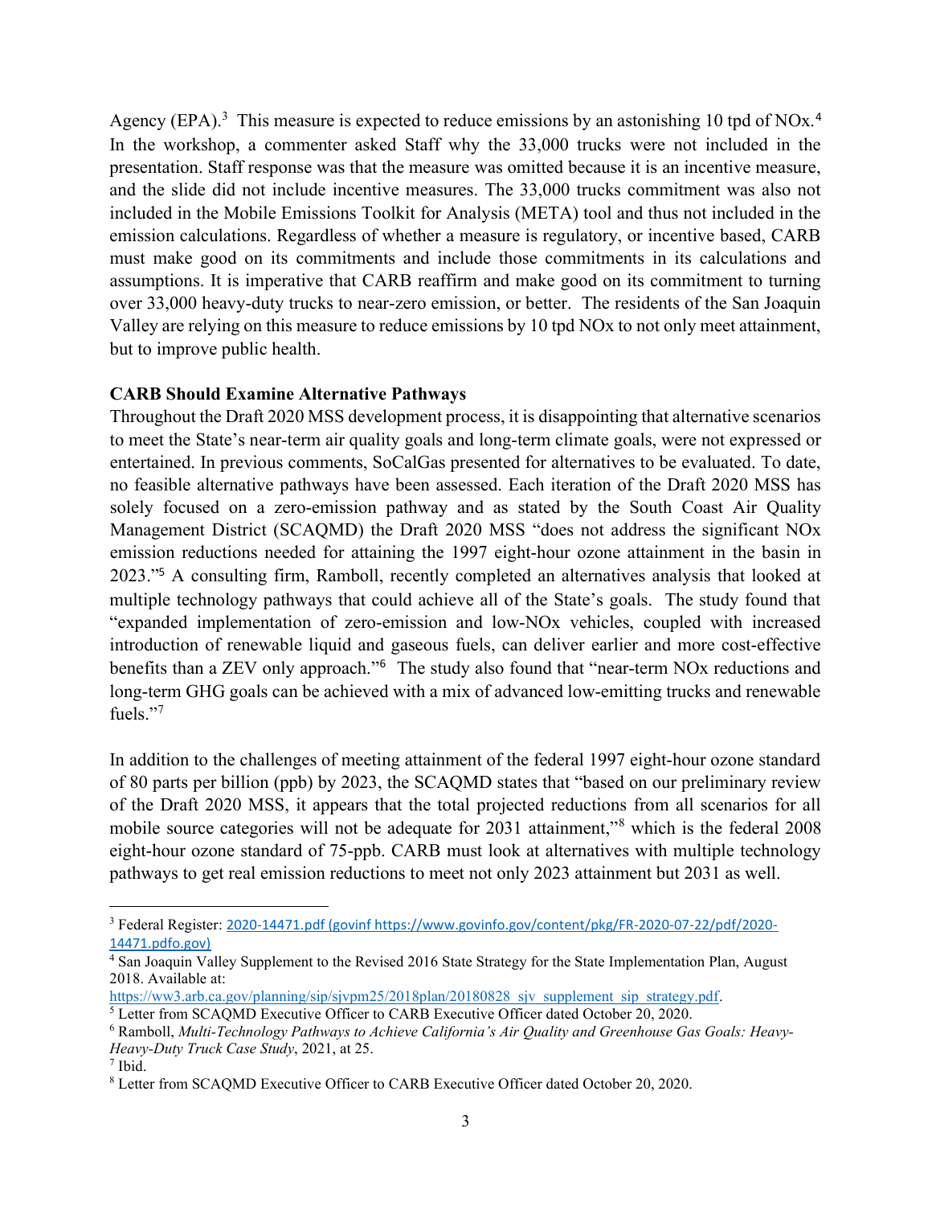Agency (EPA).[3] This measure is expected to reduce emissions by an astonishing 10 tpd of NOx.[4] In the workshop, a commenter asked Staff why the 33,000 trucks were not included in the presentation. Staff response was that the measure was omitted because it is an incentive measure, and the slide did not include incentive measures. The 33,000 trucks commitment was also not included in the Mobile Emissions Toolkit for Analysis (META) tool and thus not included in the emission calculations. Regardless of whether a measure is regulatory, or incentive based, CARB must make good on its commitments and include those commitments in its calculations and assumptions. It is imperative that CARB reaffirm and make good on its commitment to turning over 33,000 heavy-duty trucks to near-zero emission, or better. The residents of the San Joaquin Valley are relying on this measure to reduce emissions by 10 tpd NOx to not only meet attainment, but to improve public health.

**CARB Should Examine Alternative Pathways**

Throughout the Draft 2020 MSS development process, it is disappointing that alternative scenarios to meet the State's near-term air quality goals and long-term climate goals, were not expressed or entertained. In previous comments, SoCalGas presented for alternatives to be evaluated. To date, no feasible alternative pathways have been assessed. Each iteration of the Draft 2020 MSS has solely focused on a zero-emission pathway and as stated by the South Coast Air Quality Management District (SCAQMD) the Draft 2020 MSS "does not address the significant NOx emission reductions needed for attaining the 1997 eight-hour ozone attainment in the basin in 2023."[5] A consulting firm, Ramboll, recently completed an alternatives analysis that looked at multiple technology pathways that could achieve all of the State's goals. The study found that "expanded implementation of zero-emission and low-NOx vehicles, coupled with increased introduction of renewable liquid and gaseous fuels, can deliver earlier and more cost-effective benefits than a ZEV only approach."[6] The study also found that "near-term NOx reductions and long-term GHG goals can be achieved with a mix of advanced low-emitting trucks and renewable fuels."[7]

In addition to the challenges of meeting attainment of the federal 1997 eight-hour ozone standard of 80 parts per billion (ppb) by 2023, the SCAQMD states that "based on our preliminary review of the Draft 2020 MSS, it appears that the total projected reductions from all scenarios for all mobile source categories will not be adequate for 2031 attainment,"[8] which is the federal 2008 eight-hour ozone standard of 75-ppb. CARB must look at alternatives with multiple technology pathways to get real emission reductions to meet not only 2023 attainment but 2031 as well.

---

[3] Federal Register: 2020-14471.pdf (govinf https://www.govinfo.gov/content/pkg/FR-2020-07-22/pdf/2020-14471.pdfo.gov)

[4] San Joaquin Valley Supplement to the Revised 2016 State Strategy for the State Implementation Plan, August 2018. Available at: https://ww3.arb.ca.gov/planning/sip/sjvpm25/2018plan/20180828_sjv_supplement_sip_strategy.pdf.

[5] Letter from SCAQMD Executive Officer to CARB Executive Officer dated October 20, 2020.

[6] Ramboll, *Multi-Technology Pathways to Achieve California's Air Quality and Greenhouse Gas Goals: Heavy-Heavy-Duty Truck Case Study*, 2021, at 25.

[7] Ibid.

[8] Letter from SCAQMD Executive Officer to CARB Executive Officer dated October 20, 2020.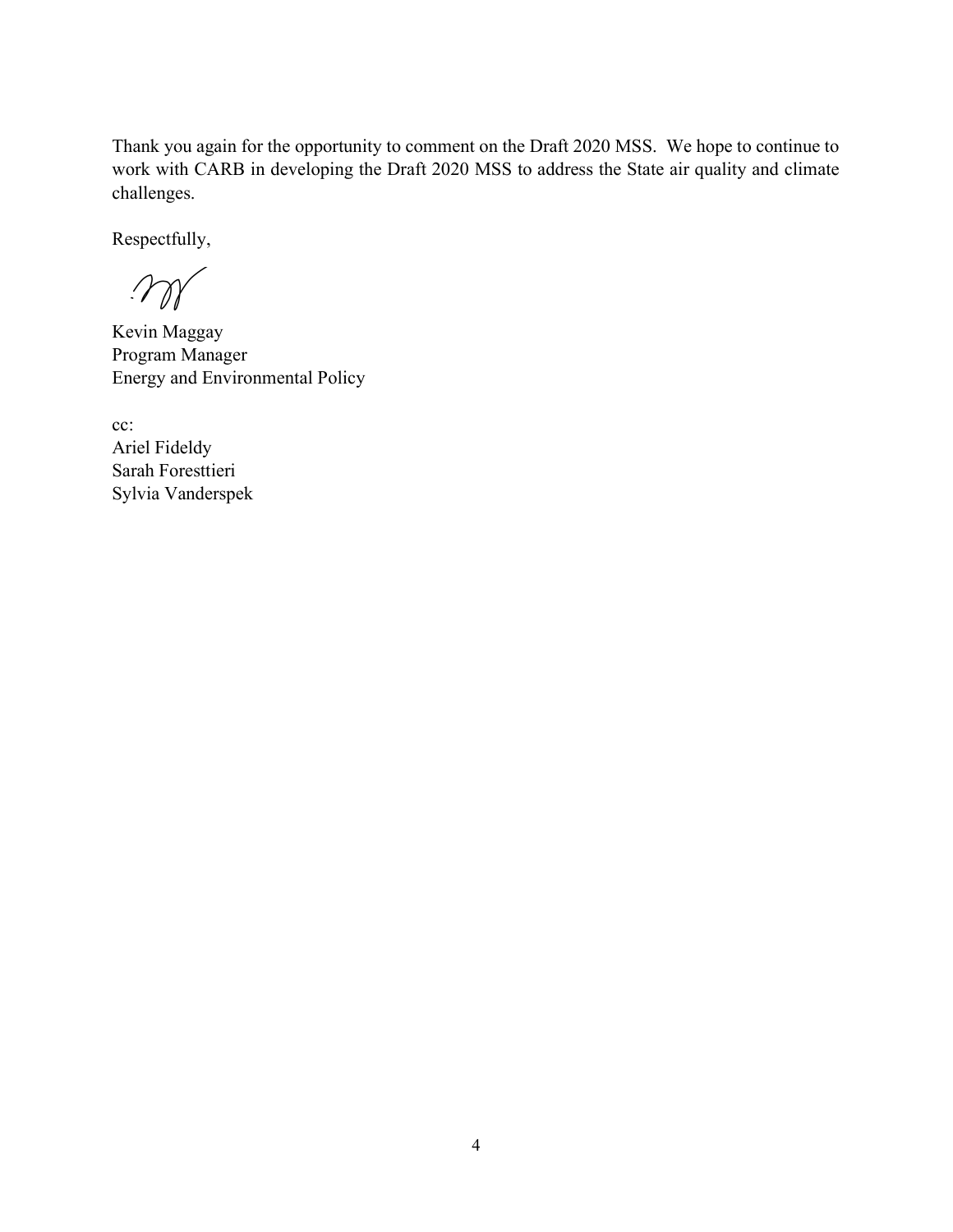Thank you again for the opportunity to comment on the Draft 2020 MSS. We hope to continue to work with CARB in developing the Draft 2020 MSS to address the State air quality and climate challenges.

Respectfully,

Kevin Maggay
Program Manager
Energy and Environmental Policy

cc:
Ariel Fideldy
Sarah Foresttieri
Sylvia Vanderspek